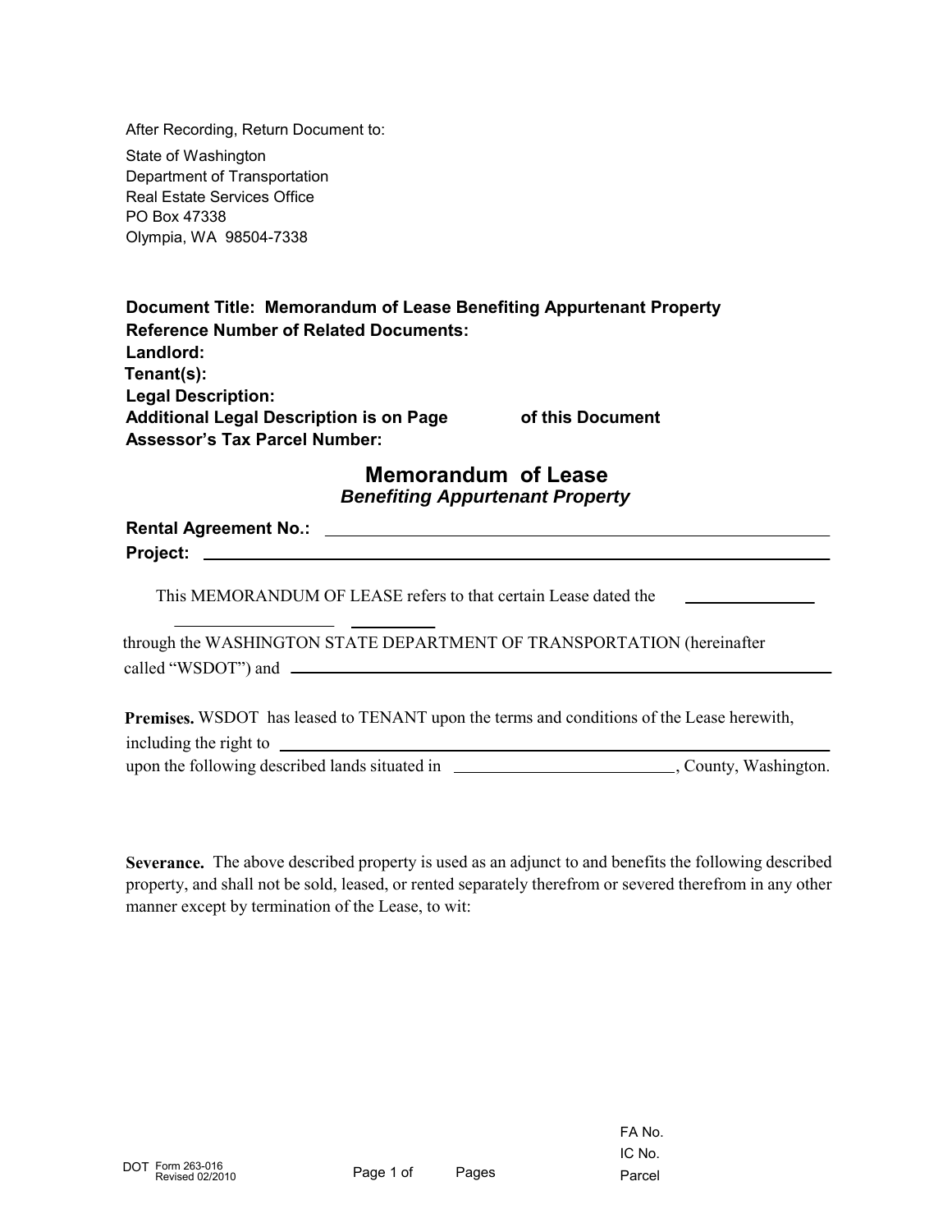After Recording, Return Document to:

State of Washington
Department of Transportation
Real Estate Services Office
PO Box 47338
Olympia, WA 98504-7338

**Document Title: Memorandum of Lease Benefiting Appurtenant Property**
**Reference Number of Related Documents:**
**Landlord:**
**Tenant(s):**
**Legal Description:**
**Additional Legal Description is on Page \_\_\_\_\_\_ of this Document**
**Assessor's Tax Parcel Number:**

# Memorandum of Lease
### *Benefiting Appurtenant Property*

**Rental Agreement No.:** \_\_\_\_\_\_\_\_\_\_\_\_\_\_\_\_\_\_\_\_\_\_\_\_\_\_\_\_\_\_\_\_\_\_\_\_\_\_\_\_

**Project:** \_\_\_\_\_\_\_\_\_\_\_\_\_\_\_\_\_\_\_\_\_\_\_\_\_\_\_\_\_\_\_\_\_\_\_\_\_\_\_\_\_\_\_\_\_\_\_\_

This MEMORANDUM OF LEASE refers to that certain Lease dated the \_\_\_\_\_\_\_\_\_\_\_\_\_\_\_\_

\_\_\_\_\_\_\_\_\_\_\_\_\_\_\_\_\_\_\_ \_\_\_\_\_\_\_\_\_\_

through the WASHINGTON STATE DEPARTMENT OF TRANSPORTATION (hereinafter called "WSDOT") and \_\_\_\_\_\_\_\_\_\_\_\_\_\_\_\_\_\_\_\_\_\_\_\_\_\_\_\_\_\_\_\_\_\_\_\_\_\_\_\_\_\_\_\_\_\_\_\_

**Premises.** WSDOT has leased to TENANT upon the terms and conditions of the Lease herewith, including the right to \_\_\_\_\_\_\_\_\_\_\_\_\_\_\_\_\_\_\_\_\_\_\_\_\_\_\_\_\_\_\_\_\_\_\_\_\_\_\_\_\_\_\_\_\_\_\_\_\_\_\_\_\_\_
upon the following described lands situated in \_\_\_\_\_\_\_\_\_\_\_\_\_\_\_\_\_\_\_\_\_\_\_\_\_\_, County, Washington.

**Severance.** The above described property is used as an adjunct to and benefits the following described property, and shall not be sold, leased, or rented separately therefrom or severed therefrom in any other manner except by termination of the Lease, to wit:

DOT Form 263-016
Revised 02/2010

FA No.
IC No.
Parcel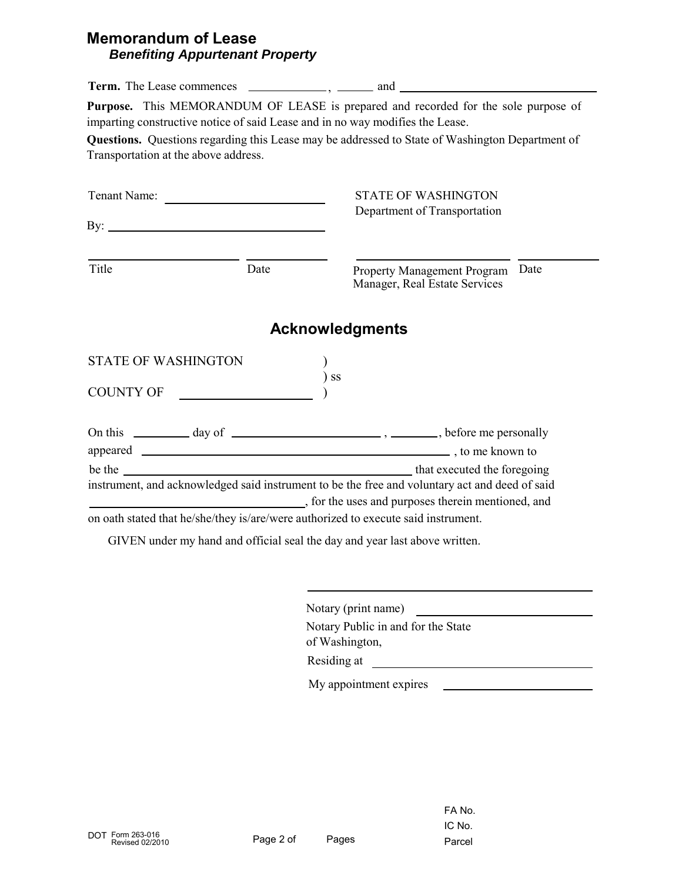# Memorandum of Lease

***Benefiting Appurtenant Property***

**Term.** The Lease commences \_\_\_\_\_\_\_\_\_\_\_\_, \_\_\_\_\_\_ and \_\_\_\_\_\_\_\_\_\_\_\_\_\_\_\_\_\_\_\_\_\_\_\_\_\_\_\_\_\_

**Purpose.** This MEMORANDUM OF LEASE is prepared and recorded for the sole purpose of imparting constructive notice of said Lease and in no way modifies the Lease.

**Questions.** Questions regarding this Lease may be addressed to State of Washington Department of Transportation at the above address.

Tenant Name: \_\_\_\_\_\_\_\_\_\_\_\_\_\_\_\_\_\_\_\_\_\_\_\_\_\_\_\_

By: \_\_\_\_\_\_\_\_\_\_\_\_\_\_\_\_\_\_\_\_\_\_\_\_\_\_\_\_\_\_\_\_\_\_\_\_\_

\_\_\_\_\_\_\_\_\_\_\_\_\_\_\_\_\_\_\_\_\_\_\_\_ \_\_\_\_\_\_\_\_\_\_\_\_\_\_

Title Date

STATE OF WASHINGTON
Department of Transportation

\_\_\_\_\_\_\_\_\_\_\_\_\_\_\_\_\_\_\_\_\_\_\_\_ \_\_\_\_\_\_\_\_\_\_\_\_\_\_

Property Management Program Manager, Real Estate Services Date

## Acknowledgments

STATE OF WASHINGTON )
) ss
COUNTY OF \_\_\_\_\_\_\_\_\_\_\_\_\_\_\_\_\_\_ )

On this \_\_\_\_\_\_\_\_\_ day of \_\_\_\_\_\_\_\_\_\_\_\_\_\_\_\_\_\_\_\_\_\_\_\_, \_\_\_\_\_\_\_, before me personally appeared \_\_\_\_\_\_\_\_\_\_\_\_\_\_\_\_\_\_\_\_\_\_\_\_\_\_\_\_\_\_\_\_\_\_\_\_\_\_\_\_\_\_\_\_\_\_\_\_\_\_, to me known to be the \_\_\_\_\_\_\_\_\_\_\_\_\_\_\_\_\_\_\_\_\_\_\_\_\_\_\_\_\_\_\_\_\_\_\_\_\_\_\_\_\_\_\_\_ that executed the foregoing instrument, and acknowledged said instrument to be the free and voluntary act and deed of said \_\_\_\_\_\_\_\_\_\_\_\_\_\_\_\_\_\_\_\_\_\_\_\_\_\_\_\_\_\_\_\_\_\_, for the uses and purposes therein mentioned, and on oath stated that he/she/they is/are/were authorized to execute said instrument.

GIVEN under my hand and official seal the day and year last above written.

\_\_\_\_\_\_\_\_\_\_\_\_\_\_\_\_\_\_\_\_\_\_\_\_\_\_\_\_\_\_\_\_\_\_\_\_\_\_\_\_\_\_\_\_

Notary (print name) \_\_\_\_\_\_\_\_\_\_\_\_\_\_\_\_\_\_\_\_\_\_\_\_\_\_\_\_

Notary Public in and for the State of Washington,

Residing at \_\_\_\_\_\_\_\_\_\_\_\_\_\_\_\_\_\_\_\_\_\_\_\_\_\_\_\_\_\_\_\_\_\_

My appointment expires \_\_\_\_\_\_\_\_\_\_\_\_\_\_\_\_\_\_\_\_\_\_

DOT Form 263-016
Revised 02/2010

FA No.
IC No.
Parcel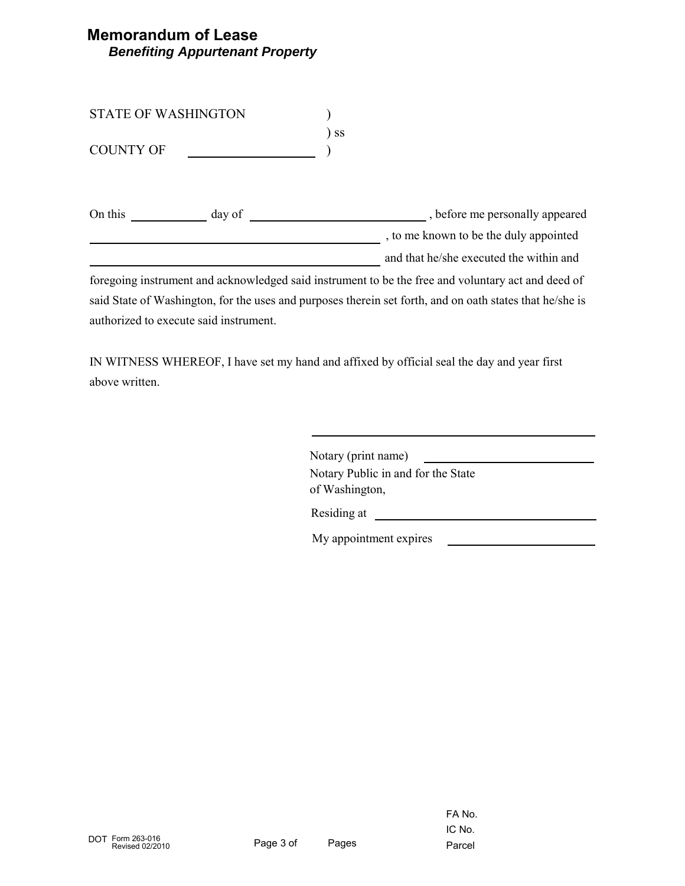# Memorandum of Lease

***Benefiting Appurtenant Property***

STATE OF WASHINGTON )
) ss
COUNTY OF ____________ )

On this ________ day of ____________________ , before me personally appeared ________________________________ , to me known to be the duly appointed ________________________________ and that he/she executed the within and foregoing instrument and acknowledged said instrument to be the free and voluntary act and deed of said State of Washington, for the uses and purposes therein set forth, and on oath states that he/she is authorized to execute said instrument.

IN WITNESS WHEREOF, I have set my hand and affixed by official seal the day and year first above written.

________________________________

Notary (print name) ____________________

Notary Public in and for the State of Washington,

Residing at ____________________

My appointment expires ____________________

DOT Form 263-016
Revised 02/2010

FA No.
IC No.
Parcel